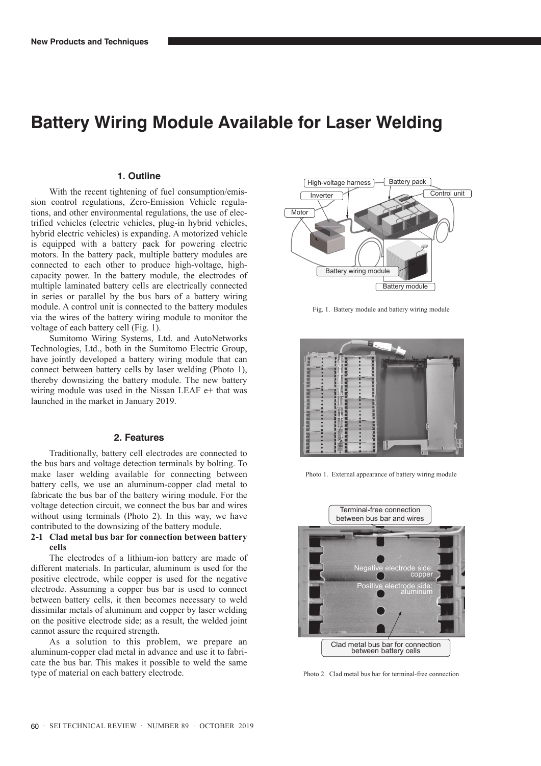# Battery Wiring Module Available for Laser Welding

## 1. Outline

With the recent tightening of fuel consumption/emission control regulations, Zero-Emission Vehicle regulations, and other environmental regulations, the use of electrified vehicles (electric vehicles, plug-in hybrid vehicles, hybrid electric vehicles) is expanding. A motorized vehicle is equipped with a battery pack for powering electric motors. In the battery pack, multiple battery modules are connected to each other to produce high-voltage, high-capacity power. In the battery module, the electrodes of multiple laminated battery cells are electrically connected in series or parallel by the bus bars of a battery wiring module. A control unit is connected to the battery modules via the wires of the battery wiring module to monitor the voltage of each battery cell (Fig. 1).

Sumitomo Wiring Systems, Ltd. and AutoNetworks Technologies, Ltd., both in the Sumitomo Electric Group, have jointly developed a battery wiring module that can connect between battery cells by laser welding (Photo 1), thereby downsizing the battery module. The new battery wiring module was used in the Nissan LEAF e+ that was launched in the market in January 2019.

Fig. 1. Battery module and battery wiring module

Photo 1. External appearance of battery wiring module

## 2. Features

Traditionally, battery cell electrodes are connected to the bus bars and voltage detection terminals by bolting. To make laser welding available for connecting between battery cells, we use an aluminum-copper clad metal to fabricate the bus bar of the battery wiring module. For the voltage detection circuit, we connect the bus bar and wires without using terminals (Photo 2). In this way, we have contributed to the downsizing of the battery module.

### 2-1 Clad metal bus bar for connection between battery cells

The electrodes of a lithium-ion battery are made of different materials. In particular, aluminum is used for the positive electrode, while copper is used for the negative electrode. Assuming a copper bus bar is used to connect between battery cells, it then becomes necessary to weld dissimilar metals of aluminum and copper by laser welding on the positive electrode side; as a result, the welded joint cannot assure the required strength.

As a solution to this problem, we prepare an aluminum-copper clad metal in advance and use it to fabricate the bus bar. This makes it possible to weld the same type of material on each battery electrode.

Photo 2. Clad metal bus bar for terminal-free connection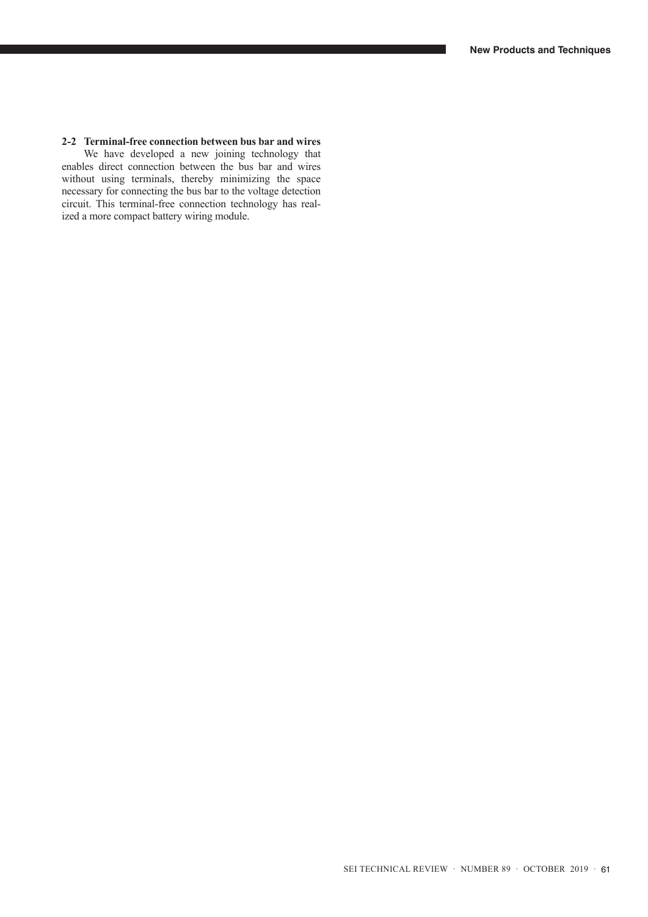### 2-2 Terminal-free connection between bus bar and wires

We have developed a new joining technology that enables direct connection between the bus bar and wires without using terminals, thereby minimizing the space necessary for connecting the bus bar to the voltage detection circuit. This terminal-free connection technology has realized a more compact battery wiring module.